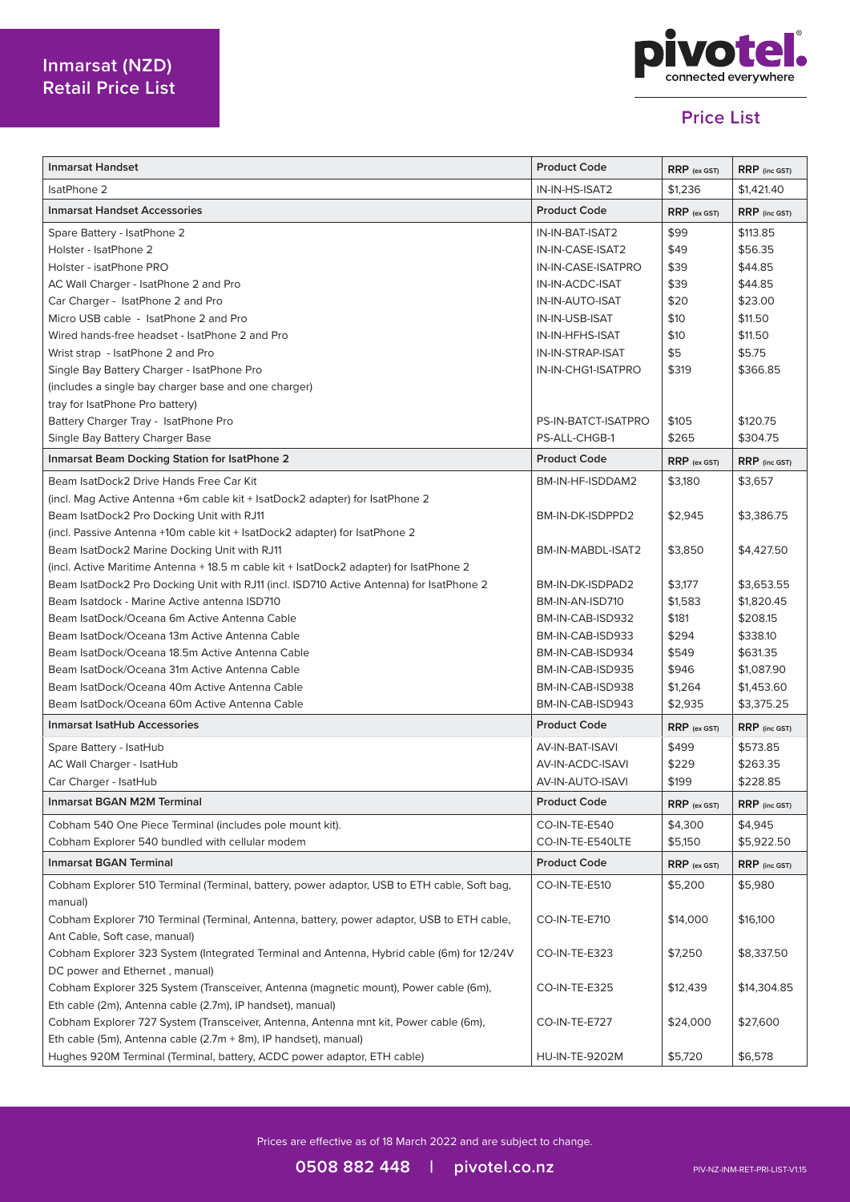# Inmarsat (NZD) Retail Price List

pivotel. connected everywhere

## Price List

| Inmarsat Handset | Product Code | RRP (ex GST) | RRP (inc GST) |
|---|---|---|---|
| IsatPhone 2 | IN-IN-HS-ISAT2 | $1,236 | $1,421.40 |
| **Inmarsat Handset Accessories** | **Product Code** | **RRP (ex GST)** | **RRP (inc GST)** |
| Spare Battery - IsatPhone 2 | IN-IN-BAT-ISAT2 | $99 | $113.85 |
| Holster - IsatPhone 2 | IN-IN-CASE-ISAT2 | $49 | $56.35 |
| Holster - isatPhone PRO | IN-IN-CASE-ISATPRO | $39 | $44.85 |
| AC Wall Charger - IsatPhone 2 and Pro | IN-IN-ACDC-ISAT | $39 | $44.85 |
| Car Charger - IsatPhone 2 and Pro | IN-IN-AUTO-ISAT | $20 | $23.00 |
| Micro USB cable - IsatPhone 2 and Pro | IN-IN-USB-ISAT | $10 | $11.50 |
| Wired hands-free headset - IsatPhone 2 and Pro | IN-IN-HFHS-ISAT | $10 | $11.50 |
| Wrist strap - IsatPhone 2 and Pro | IN-IN-STRAP-ISAT | $5 | $5.75 |
| Single Bay Battery Charger - IsatPhone Pro (includes a single bay charger base and one charger tray for IsatPhone Pro battery) | IN-IN-CHG1-ISATPRO | $319 | $366.85 |
| Battery Charger Tray - IsatPhone Pro | PS-IN-BATCT-ISATPRO | $105 | $120.75 |
| Single Bay Battery Charger Base | PS-ALL-CHGB-1 | $265 | $304.75 |
| **Inmarsat Beam Docking Station for IsatPhone 2** | **Product Code** | **RRP (ex GST)** | **RRP (inc GST)** |
| Beam IsatDock2 Drive Hands Free Car Kit (incl. Mag Active Antenna +6m cable kit + IsatDock2 adapter) for IsatPhone 2 | BM-IN-HF-ISDDAM2 | $3,180 | $3,657 |
| Beam IsatDock2 Pro Docking Unit with RJ11 (incl. Passive Antenna +10m cable kit + IsatDock2 adapter) for IsatPhone 2 | BM-IN-DK-ISDPPD2 | $2,945 | $3,386.75 |
| Beam IsatDock2 Marine Docking Unit with RJ11 (incl. Active Maritime Antenna + 18.5 m cable kit + IsatDock2 adapter) for IsatPhone 2 | BM-IN-MABDL-ISAT2 | $3,850 | $4,427.50 |
| Beam IsatDock2 Pro Docking Unit with RJ11 (incl. ISD710 Active Antenna) for IsatPhone 2 | BM-IN-DK-ISDPAD2 | $3,177 | $3,653.55 |
| Beam Isatdock - Marine Active antenna ISD710 | BM-IN-AN-ISD710 | $1,583 | $1,820.45 |
| Beam IsatDock/Oceana 6m Active Antenna Cable | BM-IN-CAB-ISD932 | $181 | $208.15 |
| Beam IsatDock/Oceana 13m Active Antenna Cable | BM-IN-CAB-ISD933 | $294 | $338.10 |
| Beam IsatDock/Oceana 18.5m Active Antenna Cable | BM-IN-CAB-ISD934 | $549 | $631.35 |
| Beam IsatDock/Oceana 31m Active Antenna Cable | BM-IN-CAB-ISD935 | $946 | $1,087.90 |
| Beam IsatDock/Oceana 40m Active Antenna Cable | BM-IN-CAB-ISD938 | $1,264 | $1,453.60 |
| Beam IsatDock/Oceana 60m Active Antenna Cable | BM-IN-CAB-ISD943 | $2,935 | $3,375.25 |
| **Inmarsat IsatHub Accessories** | **Product Code** | **RRP (ex GST)** | **RRP (inc GST)** |
| Spare Battery - IsatHub | AV-IN-BAT-ISAVI | $499 | $573.85 |
| AC Wall Charger - IsatHub | AV-IN-ACDC-ISAVI | $229 | $263.35 |
| Car Charger - IsatHub | AV-IN-AUTO-ISAVI | $199 | $228.85 |
| **Inmarsat BGAN M2M Terminal** | **Product Code** | **RRP (ex GST)** | **RRP (inc GST)** |
| Cobham 540 One Piece Terminal (includes pole mount kit). | CO-IN-TE-E540 | $4,300 | $4,945 |
| Cobham Explorer 540 bundled with cellular modem | CO-IN-TE-E540LTE | $5,150 | $5,922.50 |
| **Inmarsat BGAN Terminal** | **Product Code** | **RRP (ex GST)** | **RRP (inc GST)** |
| Cobham Explorer 510 Terminal (Terminal, battery, power adaptor, USB to ETH cable, Soft bag, manual) | CO-IN-TE-E510 | $5,200 | $5,980 |
| Cobham Explorer 710 Terminal (Terminal, Antenna, battery, power adaptor, USB to ETH cable, Ant Cable, Soft case, manual) | CO-IN-TE-E710 | $14,000 | $16,100 |
| Cobham Explorer 323 System (Integrated Terminal and Antenna, Hybrid cable (6m) for 12/24V DC power and Ethernet , manual) | CO-IN-TE-E323 | $7,250 | $8,337.50 |
| Cobham Explorer 325 System (Transceiver, Antenna (magnetic mount), Power cable (6m), Eth cable (2m), Antenna cable (2.7m), IP handset), manual) | CO-IN-TE-E325 | $12,439 | $14,304.85 |
| Cobham Explorer 727 System (Transceiver, Antenna, Antenna mnt kit, Power cable (6m), Eth cable (5m), Antenna cable (2.7m + 8m), IP handset), manual) | CO-IN-TE-E727 | $24,000 | $27,600 |
| Hughes 920M Terminal (Terminal, battery, ACDC power adaptor, ETH cable) | HU-IN-TE-9202M | $5,720 | $6,578 |

Prices are effective as of 18 March 2022 and are subject to change.

0508 882 448 | pivotel.co.nz

PIV-NZ-INM-RET-PRI-LIST-V1.15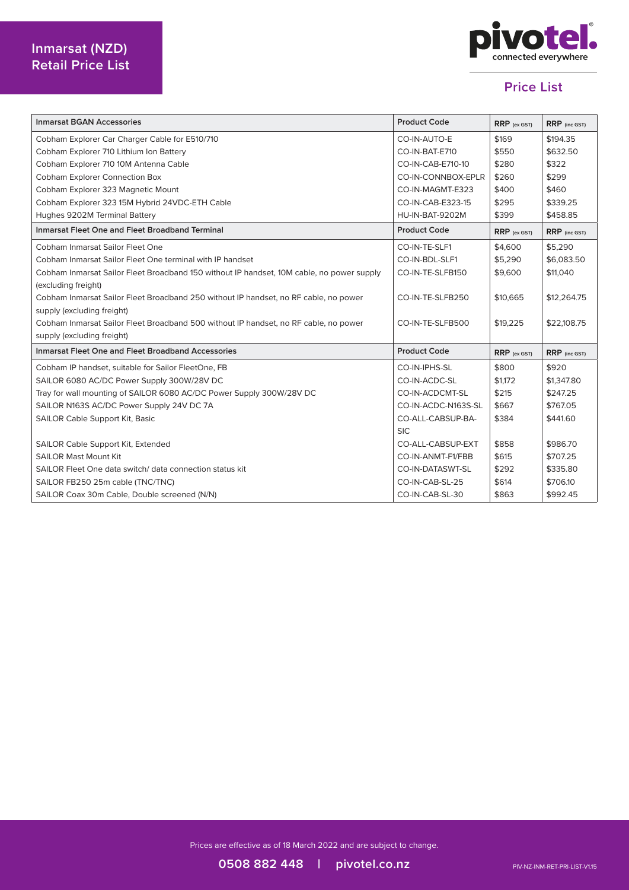# Inmarsat (NZD) Retail Price List

## Price List

| Inmarsat BGAN Accessories | Product Code | RRP (ex GST) | RRP (inc GST) |
|---|---|---|---|
| Cobham Explorer Car Charger Cable for E510/710 | CO-IN-AUTO-E | $169 | $194.35 |
| Cobham Explorer 710 Lithium Ion Battery | CO-IN-BAT-E710 | $550 | $632.50 |
| Cobham Explorer 710 10M Antenna Cable | CO-IN-CAB-E710-10 | $280 | $322 |
| Cobham Explorer Connection Box | CO-IN-CONNBOX-EPLR | $260 | $299 |
| Cobham Explorer 323 Magnetic Mount | CO-IN-MAGMT-E323 | $400 | $460 |
| Cobham Explorer 323 15M Hybrid 24VDC-ETH Cable | CO-IN-CAB-E323-15 | $295 | $339.25 |
| Hughes 9202M Terminal Battery | HU-IN-BAT-9202M | $399 | $458.85 |
| **Inmarsat Fleet One and Fleet Broadband Terminal** | **Product Code** | **RRP (ex GST)** | **RRP (inc GST)** |
| Cobham Inmarsat Sailor Fleet One | CO-IN-TE-SLF1 | $4,600 | $5,290 |
| Cobham Inmarsat Sailor Fleet One terminal with IP handset | CO-IN-BDL-SLF1 | $5,290 | $6,083.50 |
| Cobham Inmarsat Sailor Fleet Broadband 150 without IP handset, 10M cable, no power supply (excluding freight) | CO-IN-TE-SLFB150 | $9,600 | $11,040 |
| Cobham Inmarsat Sailor Fleet Broadband 250 without IP handset, no RF cable, no power supply (excluding freight) | CO-IN-TE-SLFB250 | $10,665 | $12,264.75 |
| Cobham Inmarsat Sailor Fleet Broadband 500 without IP handset, no RF cable, no power supply (excluding freight) | CO-IN-TE-SLFB500 | $19,225 | $22,108.75 |
| **Inmarsat Fleet One and Fleet Broadband Accessories** | **Product Code** | **RRP (ex GST)** | **RRP (inc GST)** |
| Cobham IP handset, suitable for Sailor FleetOne, FB | CO-IN-IPHS-SL | $800 | $920 |
| SAILOR 6080 AC/DC Power Supply 300W/28V DC | CO-IN-ACDC-SL | $1,172 | $1,347.80 |
| Tray for wall mounting of SAILOR 6080 AC/DC Power Supply 300W/28V DC | CO-IN-ACDCMT-SL | $215 | $247.25 |
| SAILOR N163S AC/DC Power Supply 24V DC 7A | CO-IN-ACDC-N163S-SL | $667 | $767.05 |
| SAILOR Cable Support Kit, Basic | CO-ALL-CABSUP-BASIC | $384 | $441.60 |
| SAILOR Cable Support Kit, Extended | CO-ALL-CABSUP-EXT | $858 | $986.70 |
| SAILOR Mast Mount Kit | CO-IN-ANMT-F1/FBB | $615 | $707.25 |
| SAILOR Fleet One data switch/ data connection status kit | CO-IN-DATASWT-SL | $292 | $335.80 |
| SAILOR FB250 25m cable (TNC/TNC) | CO-IN-CAB-SL-25 | $614 | $706.10 |
| SAILOR Coax 30m Cable, Double screened (N/N) | CO-IN-CAB-SL-30 | $863 | $992.45 |

Prices are effective as of 18 March 2022 and are subject to change.

0508 882 448 | pivotel.co.nz

PIV-NZ-INM-RET-PRI-LIST-V1.15